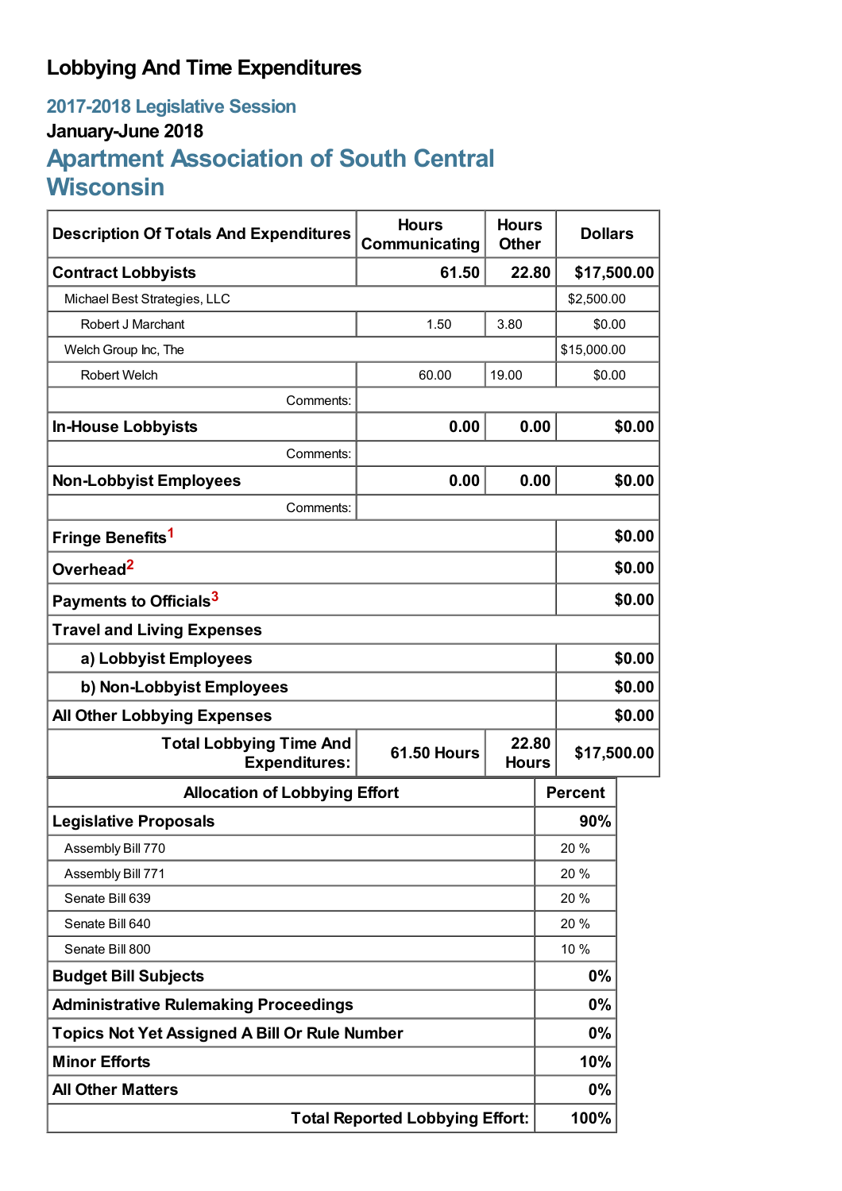# Lobbying And Time Expenditures

## 2017-2018 Legislative Session

### January-June 2018

## Apartment Association of South Central Wisconsin

| Description Of Totals And Expenditures | Hours Communicating | Hours Other | Dollars |
|---|---|---|---|
| **Contract Lobbyists** | **61.50** | **22.80** | **$17,500.00** |
| Michael Best Strategies, LLC | | | $2,500.00 |
| Robert J Marchant | 1.50 | 3.80 | $0.00 |
| Welch Group Inc, The | | | $15,000.00 |
| Robert Welch | 60.00 | 19.00 | $0.00 |
| Comments: | | | |
| **In-House Lobbyists** | **0.00** | **0.00** | **$0.00** |
| Comments: | | | |
| **Non-Lobbyist Employees** | **0.00** | **0.00** | **$0.00** |
| Comments: | | | |
| **Fringe Benefits**[1] | | | **$0.00** |
| **Overhead**[2] | | | **$0.00** |
| **Payments to Officials**[3] | | | **$0.00** |
| **Travel and Living Expenses** | | | |
| **a) Lobbyist Employees** | | | **$0.00** |
| **b) Non-Lobbyist Employees** | | | **$0.00** |
| **All Other Lobbying Expenses** | | | **$0.00** |
| **Total Lobbying Time And Expenditures:** | **61.50 Hours** | **22.80 Hours** | **$17,500.00** |

| Allocation of Lobbying Effort | Percent |
|---|---|
| **Legislative Proposals** | **90%** |
| Assembly Bill 770 | 20 % |
| Assembly Bill 771 | 20 % |
| Senate Bill 639 | 20 % |
| Senate Bill 640 | 20 % |
| Senate Bill 800 | 10 % |
| **Budget Bill Subjects** | **0%** |
| **Administrative Rulemaking Proceedings** | **0%** |
| **Topics Not Yet Assigned A Bill Or Rule Number** | **0%** |
| **Minor Efforts** | **10%** |
| **All Other Matters** | **0%** |
| **Total Reported Lobbying Effort:** | **100%** |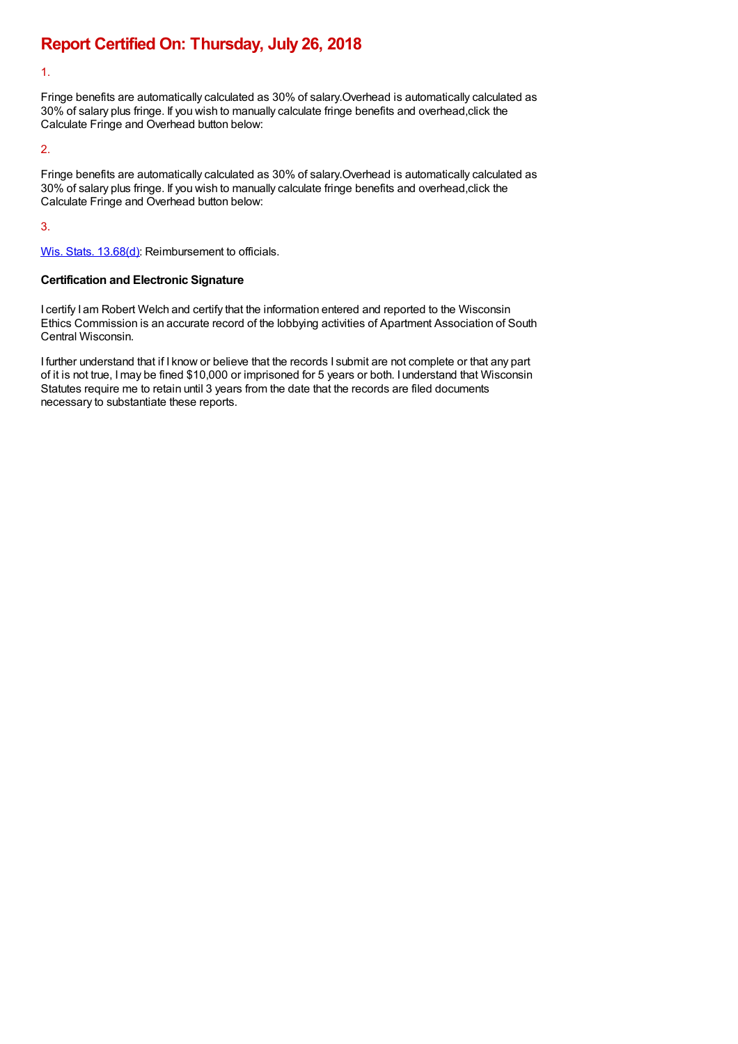# Report Certified On: Thursday, July 26, 2018

1.

Fringe benefits are automatically calculated as 30% of salary.Overhead is automatically calculated as 30% of salary plus fringe. If you wish to manually calculate fringe benefits and overhead,click the Calculate Fringe and Overhead button below:

2.

Fringe benefits are automatically calculated as 30% of salary.Overhead is automatically calculated as 30% of salary plus fringe. If you wish to manually calculate fringe benefits and overhead,click the Calculate Fringe and Overhead button below:

3.

Wis. Stats. 13.68(d): Reimbursement to officials.

**Certification and Electronic Signature**

I certify I am Robert Welch and certify that the information entered and reported to the Wisconsin Ethics Commission is an accurate record of the lobbying activities of Apartment Association of South Central Wisconsin.

I further understand that if I know or believe that the records I submit are not complete or that any part of it is not true, I may be fined $10,000 or imprisoned for 5 years or both. I understand that Wisconsin Statutes require me to retain until 3 years from the date that the records are filed documents necessary to substantiate these reports.